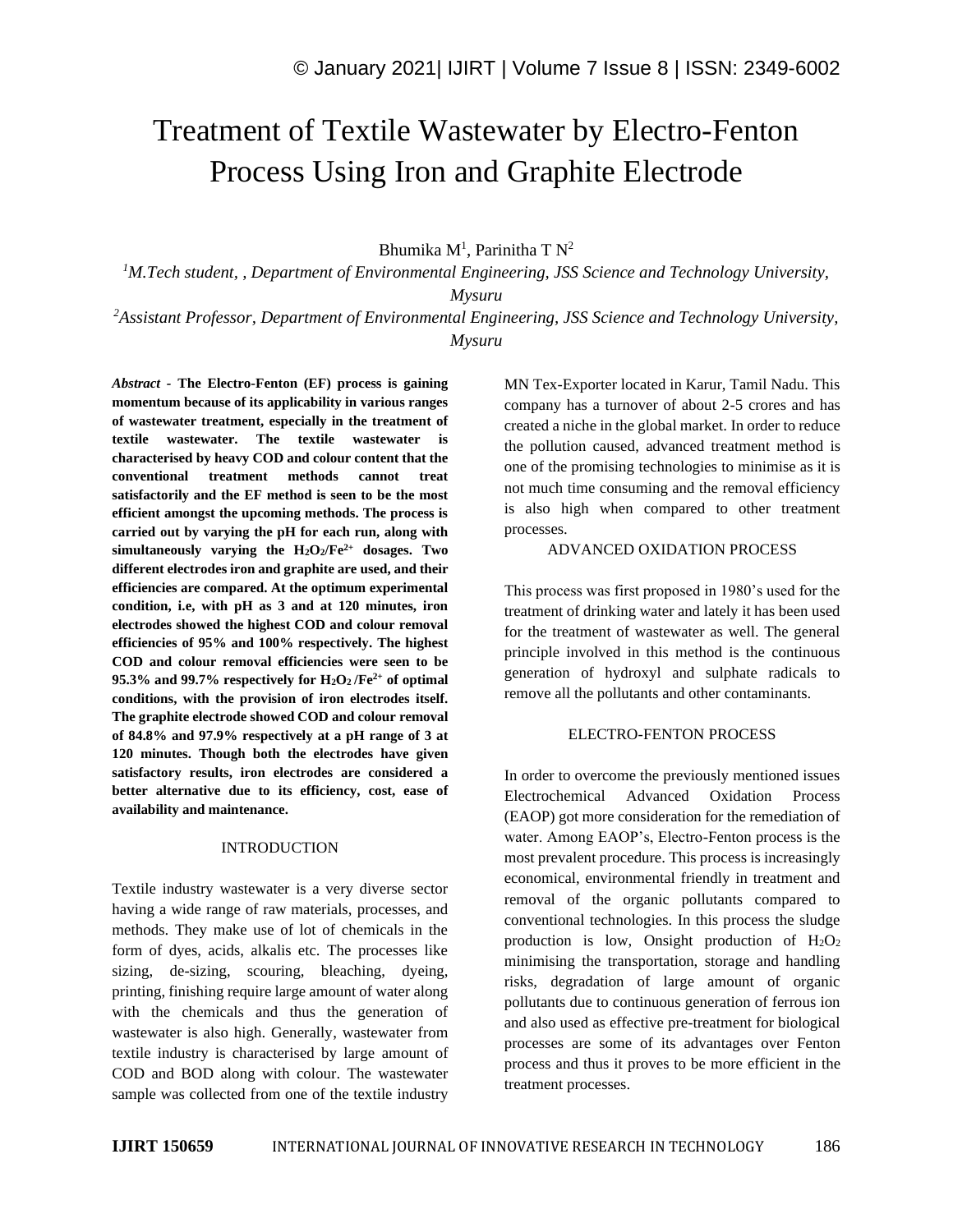# Treatment of Textile Wastewater by Electro-Fenton Process Using Iron and Graphite Electrode

Bhumika M[1], Parinitha T N[2]

[1]*M.Tech student, , Department of Environmental Engineering, JSS Science and Technology University, Mysuru*

[2]*Assistant Professor, Department of Environmental Engineering, JSS Science and Technology University, Mysuru*

***Abstract* - The Electro-Fenton (EF) process is gaining momentum because of its applicability in various ranges of wastewater treatment, especially in the treatment of textile wastewater. The textile wastewater is characterised by heavy COD and colour content that the conventional treatment methods cannot treat satisfactorily and the EF method is seen to be the most efficient amongst the upcoming methods. The process is carried out by varying the pH for each run, along with simultaneously varying the $H_2O_2/Fe^{2+}$ dosages. Two different electrodes iron and graphite are used, and their efficiencies are compared. At the optimum experimental condition, i.e, with pH as 3 and at 120 minutes, iron electrodes showed the highest COD and colour removal efficiencies of 95% and 100% respectively. The highest COD and colour removal efficiencies were seen to be 95.3% and 99.7% respectively for $H_2O_2/Fe^{2+}$ of optimal conditions, with the provision of iron electrodes itself. The graphite electrode showed COD and colour removal of 84.8% and 97.9% respectively at a pH range of 3 at 120 minutes. Though both the electrodes have given satisfactory results, iron electrodes are considered a better alternative due to its efficiency, cost, ease of availability and maintenance.**

## INTRODUCTION

Textile industry wastewater is a very diverse sector having a wide range of raw materials, processes, and methods. They make use of lot of chemicals in the form of dyes, acids, alkalis etc. The processes like sizing, de-sizing, scouring, bleaching, dyeing, printing, finishing require large amount of water along with the chemicals and thus the generation of wastewater is also high. Generally, wastewater from textile industry is characterised by large amount of COD and BOD along with colour. The wastewater sample was collected from one of the textile industry MN Tex-Exporter located in Karur, Tamil Nadu. This company has a turnover of about 2-5 crores and has created a niche in the global market. In order to reduce the pollution caused, advanced treatment method is one of the promising technologies to minimise as it is not much time consuming and the removal efficiency is also high when compared to other treatment processes.

## ADVANCED OXIDATION PROCESS

This process was first proposed in 1980's used for the treatment of drinking water and lately it has been used for the treatment of wastewater as well. The general principle involved in this method is the continuous generation of hydroxyl and sulphate radicals to remove all the pollutants and other contaminants.

## ELECTRO-FENTON PROCESS

In order to overcome the previously mentioned issues Electrochemical Advanced Oxidation Process (EAOP) got more consideration for the remediation of water. Among EAOP's, Electro-Fenton process is the most prevalent procedure. This process is increasingly economical, environmental friendly in treatment and removal of the organic pollutants compared to conventional technologies. In this process the sludge production is low, Onsight production of $H_2O_2$ minimising the transportation, storage and handling risks, degradation of large amount of organic pollutants due to continuous generation of ferrous ion and also used as effective pre-treatment for biological processes are some of its advantages over Fenton process and thus it proves to be more efficient in the treatment processes.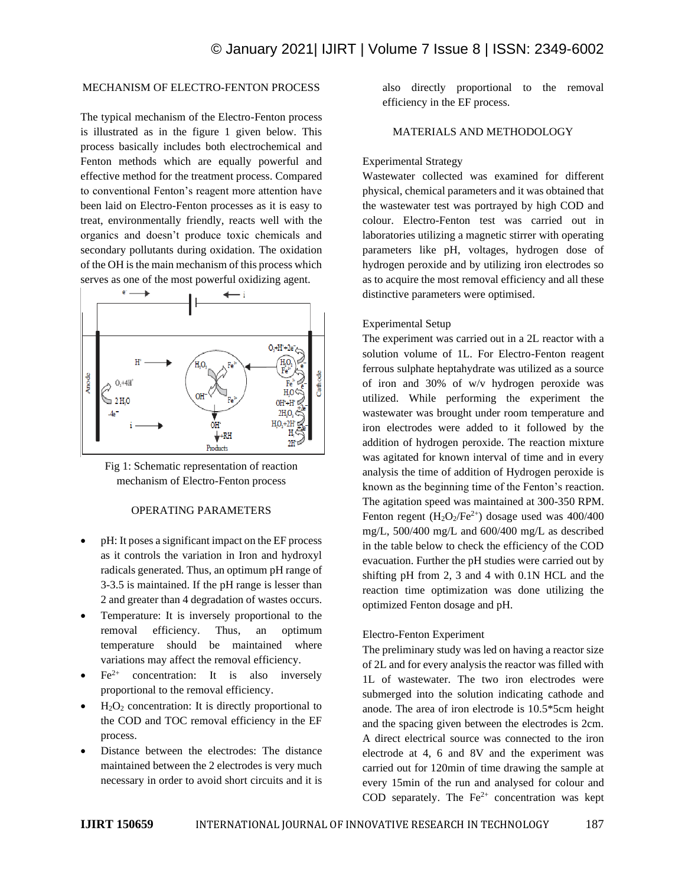## MECHANISM OF ELECTRO-FENTON PROCESS

The typical mechanism of the Electro-Fenton process is illustrated as in the figure 1 given below. This process basically includes both electrochemical and Fenton methods which are equally powerful and effective method for the treatment process. Compared to conventional Fenton's reagent more attention have been laid on Electro-Fenton processes as it is easy to treat, environmentally friendly, reacts well with the organics and doesn't produce toxic chemicals and secondary pollutants during oxidation. The oxidation of the OH is the main mechanism of this process which serves as one of the most powerful oxidizing agent.

Fig 1: Schematic representation of reaction mechanism of Electro-Fenton process

## OPERATING PARAMETERS

- pH: It poses a significant impact on the EF process as it controls the variation in Iron and hydroxyl radicals generated. Thus, an optimum pH range of 3-3.5 is maintained. If the pH range is lesser than 2 and greater than 4 degradation of wastes occurs.
- Temperature: It is inversely proportional to the removal efficiency. Thus, an optimum temperature should be maintained where variations may affect the removal efficiency.
- $Fe^{2+}$ concentration: It is also inversely proportional to the removal efficiency.
- $H_2O_2$ concentration: It is directly proportional to the COD and TOC removal efficiency in the EF process.
- Distance between the electrodes: The distance maintained between the 2 electrodes is very much necessary in order to avoid short circuits and it is also directly proportional to the removal efficiency in the EF process.

## MATERIALS AND METHODOLOGY

### Experimental Strategy

Wastewater collected was examined for different physical, chemical parameters and it was obtained that the wastewater test was portrayed by high COD and colour. Electro-Fenton test was carried out in laboratories utilizing a magnetic stirrer with operating parameters like pH, voltages, hydrogen dose of hydrogen peroxide and by utilizing iron electrodes so as to acquire the most removal efficiency and all these distinctive parameters were optimised.

### Experimental Setup

The experiment was carried out in a 2L reactor with a solution volume of 1L. For Electro-Fenton reagent ferrous sulphate heptahydrate was utilized as a source of iron and 30% of w/v hydrogen peroxide was utilized. While performing the experiment the wastewater was brought under room temperature and iron electrodes were added to it followed by the addition of hydrogen peroxide. The reaction mixture was agitated for known interval of time and in every analysis the time of addition of Hydrogen peroxide is known as the beginning time of the Fenton's reaction. The agitation speed was maintained at 300-350 RPM. Fenton regent ($H_2O_2/Fe^{2+}$) dosage used was 400/400 mg/L, 500/400 mg/L and 600/400 mg/L as described in the table below to check the efficiency of the COD evacuation. Further the pH studies were carried out by shifting pH from 2, 3 and 4 with 0.1N HCL and the reaction time optimization was done utilizing the optimized Fenton dosage and pH.

### Electro-Fenton Experiment

The preliminary study was led on having a reactor size of 2L and for every analysis the reactor was filled with 1L of wastewater. The two iron electrodes were submerged into the solution indicating cathode and anode. The area of iron electrode is 10.5*5cm height and the spacing given between the electrodes is 2cm. A direct electrical source was connected to the iron electrode at 4, 6 and 8V and the experiment was carried out for 120min of time drawing the sample at every 15min of the run and analysed for colour and COD separately. The $Fe^{2+}$ concentration was kept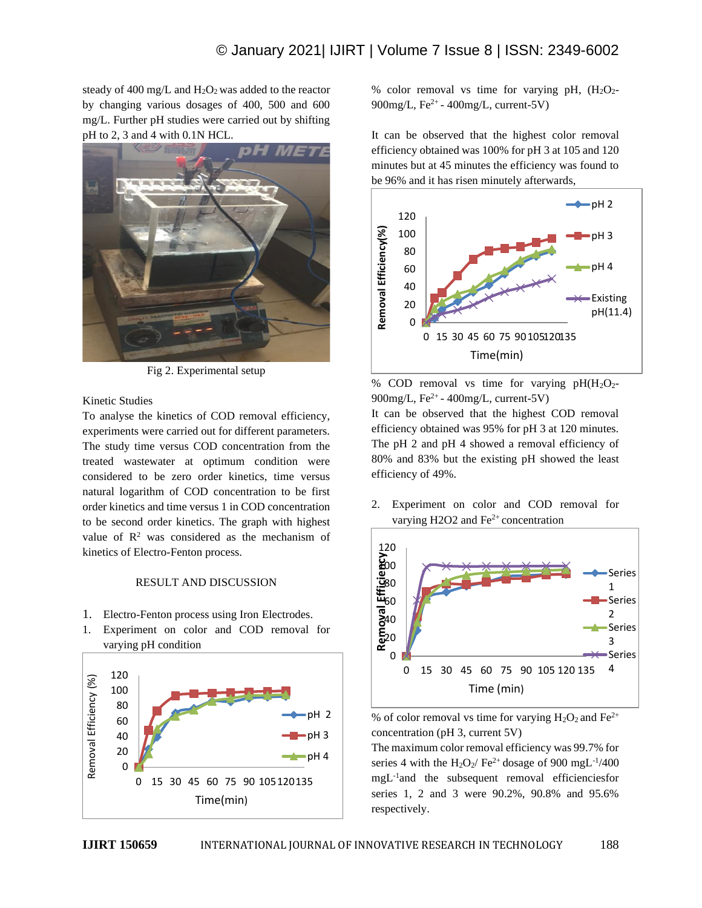steady of 400 mg/L and $H_2O_2$ was added to the reactor by changing various dosages of 400, 500 and 600 mg/L. Further pH studies were carried out by shifting pH to 2, 3 and 4 with 0.1N HCL.

Fig 2. Experimental setup

Kinetic Studies

To analyse the kinetics of COD removal efficiency, experiments were carried out for different parameters. The study time versus COD concentration from the treated wastewater at optimum condition were considered to be zero order kinetics, time versus natural logarithm of COD concentration to be first order kinetics and time versus 1 in COD concentration to be second order kinetics. The graph with highest value of $R^2$ was considered as the mechanism of kinetics of Electro-Fenton process.

## RESULT AND DISCUSSION

1. Electro-Fenton process using Iron Electrodes.
1. Experiment on color and COD removal for varying pH condition

% color removal vs time for varying pH, ($H_2O_2$-900mg/L, $Fe^{2+}$ - 400mg/L, current-5V)

It can be observed that the highest color removal efficiency obtained was 100% for pH 3 at 105 and 120 minutes but at 45 minutes the efficiency was found to be 96% and it has risen minutely afterwards,

% COD removal vs time for varying pH($H_2O_2$-900mg/L, $Fe^{2+}$ - 400mg/L, current-5V)

It can be observed that the highest COD removal efficiency obtained was 95% for pH 3 at 120 minutes. The pH 2 and pH 4 showed a removal efficiency of 80% and 83% but the existing pH showed the least efficiency of 49%.

2. Experiment on color and COD removal for varying H2O2 and $Fe^{2+}$ concentration

% of color removal vs time for varying $H_2O_2$ and $Fe^{2+}$ concentration (pH 3, current 5V)

The maximum color removal efficiency was 99.7% for series 4 with the $H_2O_2$/ $Fe^{2+}$ dosage of 900 $mgL^{-1}$/400 $mgL^{-1}$and the subsequent removal efficienciesfor series 1, 2 and 3 were 90.2%, 90.8% and 95.6% respectively.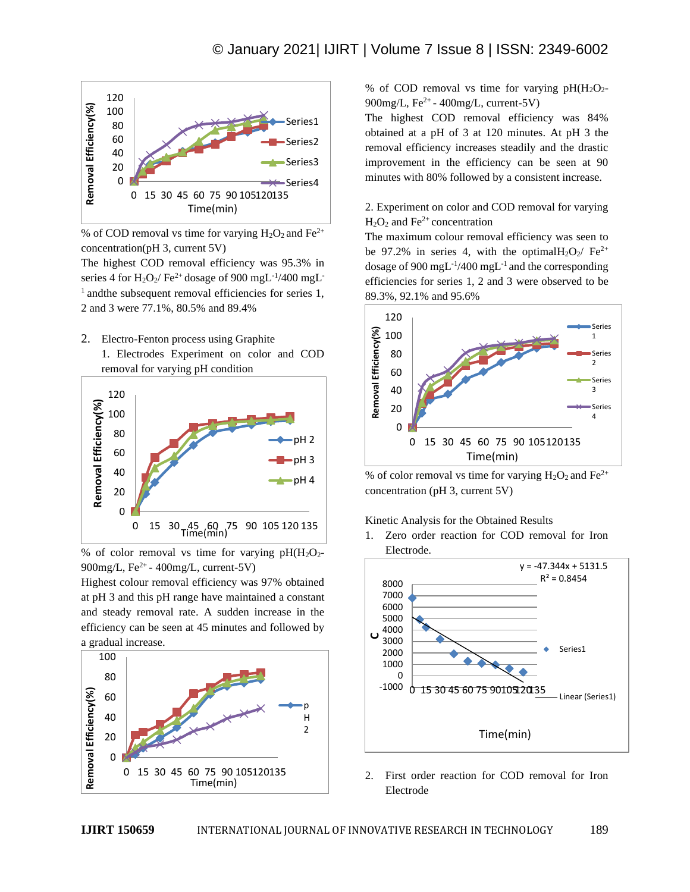% of COD removal vs time for varying $H_2O_2$ and $Fe^{2+}$ concentration(pH 3, current 5V)

The highest COD removal efficiency was 95.3% in series 4 for $H_2O_2$/ $Fe^{2+}$ dosage of 900 $mgL^{-1}$/400 $mgL^{-1}$ andthe subsequent removal efficiencies for series 1, 2 and 3 were 77.1%, 80.5% and 89.4%

2. Electro-Fenton process using Graphite
   1. Electrodes Experiment on color and COD removal for varying pH condition

% of color removal vs time for varying pH($H_2O_2$- 900mg/L, $Fe^{2+}$ - 400mg/L, current-5V)

Highest colour removal efficiency was 97% obtained at pH 3 and this pH range have maintained a constant and steady removal rate. A sudden increase in the efficiency can be seen at 45 minutes and followed by a gradual increase.

% of COD removal vs time for varying pH($H_2O_2$- 900mg/L, $Fe^{2+}$ - 400mg/L, current-5V)

The highest COD removal efficiency was 84% obtained at a pH of 3 at 120 minutes. At pH 3 the removal efficiency increases steadily and the drastic improvement in the efficiency can be seen at 90 minutes with 80% followed by a consistent increase.

2. Experiment on color and COD removal for varying $H_2O_2$ and $Fe^{2+}$ concentration

The maximum colour removal efficiency was seen to be 97.2% in series 4, with the optimal$H_2O_2$/ $Fe^{2+}$ dosage of 900 $mgL^{-1}$/400 $mgL^{-1}$ and the corresponding efficiencies for series 1, 2 and 3 were observed to be 89.3%, 92.1% and 95.6%

% of color removal vs time for varying $H_2O_2$ and $Fe^{2+}$ concentration (pH 3, current 5V)

Kinetic Analysis for the Obtained Results

1. Zero order reaction for COD removal for Iron Electrode.

2. First order reaction for COD removal for Iron Electrode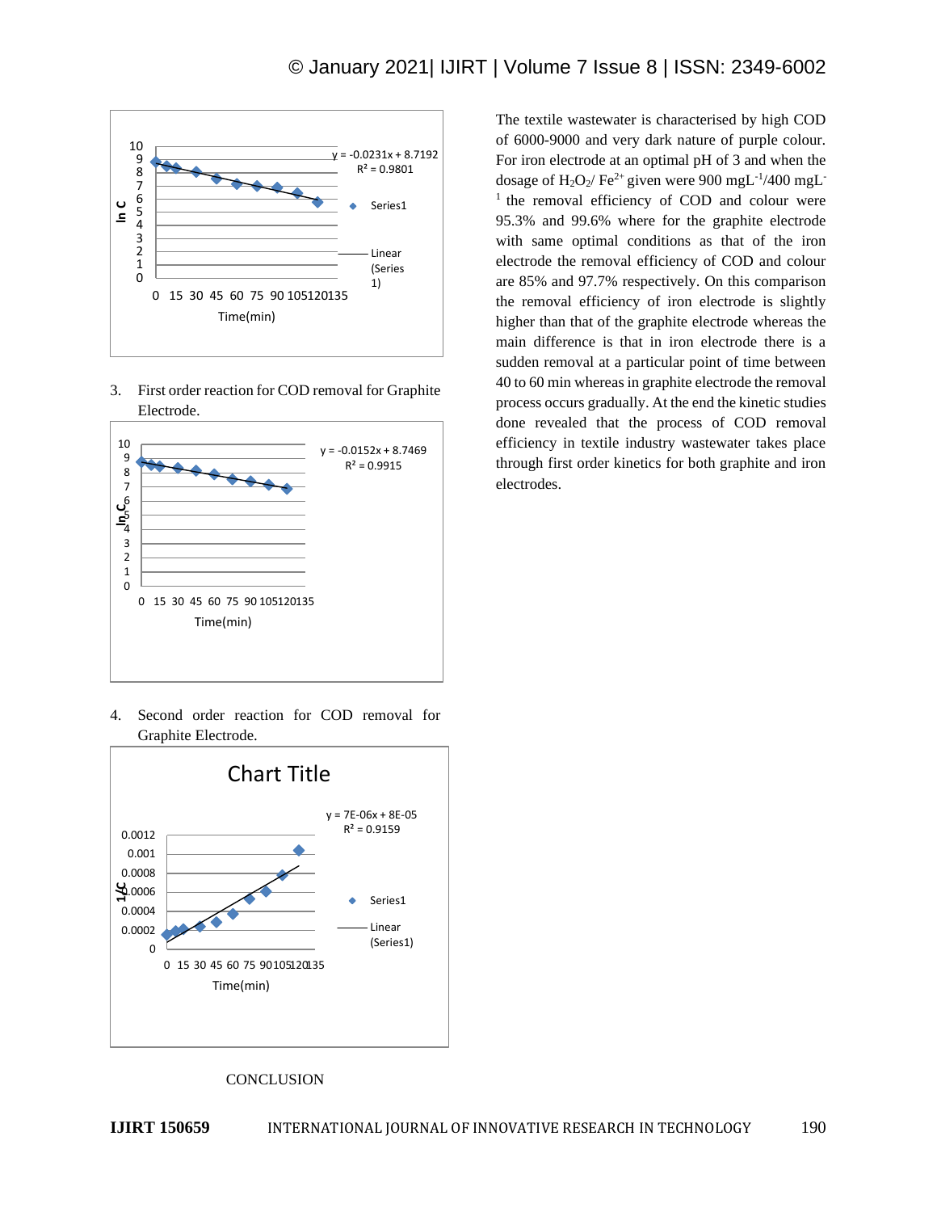10
9
8
7
6
5
4
3
2
1
0

ln C

0 15 30 45 60 75 90 105120135

Time(min)

y = -0.0231x + 8.7192
$R^2$ = 0.9801

Series1

Linear (Series 1)

3. First order reaction for COD removal for Graphite Electrode.

10
9
8
7
6
5
4
3
2
1
0

ln C

0 15 30 45 60 75 90 105120135

Time(min)

y = -0.0152x + 8.7469
$R^2$ = 0.9915

4. Second order reaction for COD removal for Graphite Electrode.

Chart Title

0.0012
0.001
0.0008
0.0006
0.0004
0.0002
0

1/C

0 15 30 45 60 75 90105120135

Time(min)

y = 7E-06x + 8E-05
$R^2$ = 0.9159

Series1

Linear (Series1)

## CONCLUSION

The textile wastewater is characterised by high COD of 6000-9000 and very dark nature of purple colour. For iron electrode at an optimal pH of 3 and when the dosage of $H_2O_2$/ $Fe^{2+}$ given were 900 $mgL^{-1}$/400 $mgL^{-1}$ the removal efficiency of COD and colour were 95.3% and 99.6% where for the graphite electrode with same optimal conditions as that of the iron electrode the removal efficiency of COD and colour are 85% and 97.7% respectively. On this comparison the removal efficiency of iron electrode is slightly higher than that of the graphite electrode whereas the main difference is that in iron electrode there is a sudden removal at a particular point of time between 40 to 60 min whereas in graphite electrode the removal process occurs gradually. At the end the kinetic studies done revealed that the process of COD removal efficiency in textile industry wastewater takes place through first order kinetics for both graphite and iron electrodes.